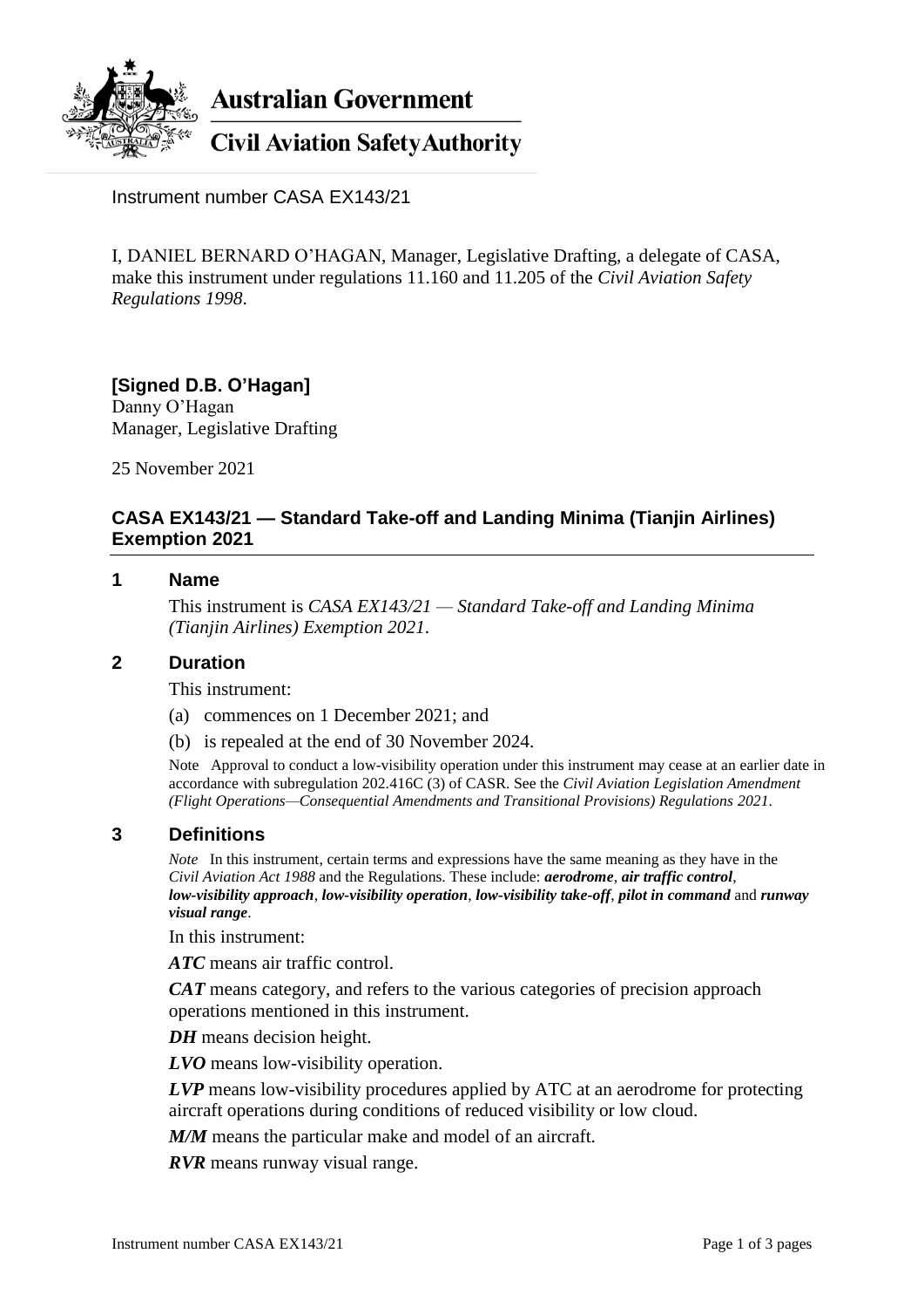**Australian Government**

**Civil Aviation Safety Authority**

Instrument number CASA EX143/21

I, DANIEL BERNARD O'HAGAN, Manager, Legislative Drafting, a delegate of CASA, make this instrument under regulations 11.160 and 11.205 of the *Civil Aviation Safety Regulations 1998*.

**[Signed D.B. O'Hagan]**
Danny O'Hagan
Manager, Legislative Drafting

25 November 2021

## CASA EX143/21 — Standard Take-off and Landing Minima (Tianjin Airlines) Exemption 2021

### 1 Name

This instrument is *CASA EX143/21 — Standard Take-off and Landing Minima (Tianjin Airlines) Exemption 2021*.

### 2 Duration

This instrument:

(a) commences on 1 December 2021; and

(b) is repealed at the end of 30 November 2024.

Note Approval to conduct a low-visibility operation under this instrument may cease at an earlier date in accordance with subregulation 202.416C (3) of CASR. See the *Civil Aviation Legislation Amendment (Flight Operations—Consequential Amendments and Transitional Provisions) Regulations 2021*.

### 3 Definitions

*Note* In this instrument, certain terms and expressions have the same meaning as they have in the *Civil Aviation Act 1988* and the Regulations. These include: ***aerodrome***, ***air traffic control***, ***low-visibility approach***, ***low-visibility operation***, ***low-visibility take-off***, ***pilot in command*** and ***runway visual range***.

In this instrument:

***ATC*** means air traffic control.

***CAT*** means category, and refers to the various categories of precision approach operations mentioned in this instrument.

***DH*** means decision height.

***LVO*** means low-visibility operation.

***LVP*** means low-visibility procedures applied by ATC at an aerodrome for protecting aircraft operations during conditions of reduced visibility or low cloud.

***M/M*** means the particular make and model of an aircraft.

***RVR*** means runway visual range.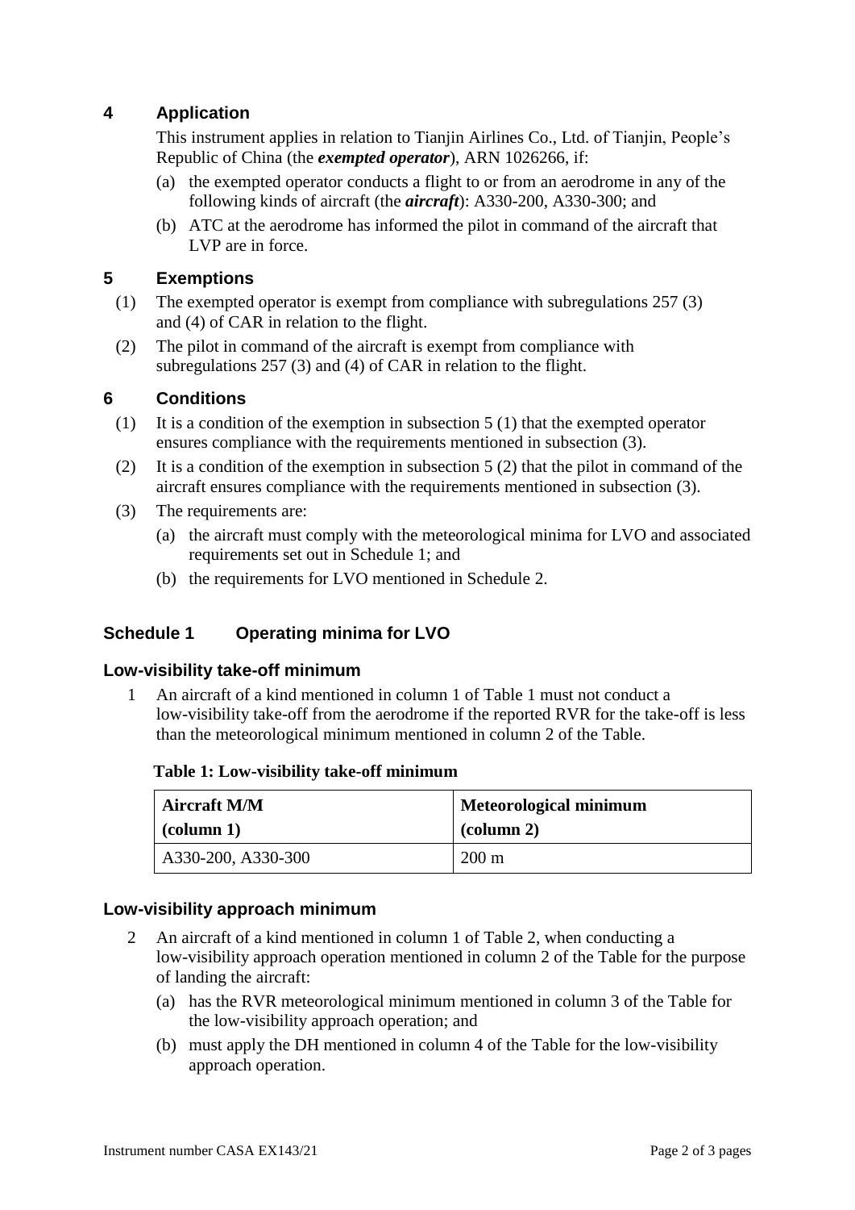## 4 Application

This instrument applies in relation to Tianjin Airlines Co., Ltd. of Tianjin, People's Republic of China (the ***exempted operator***), ARN 1026266, if:

(a) the exempted operator conducts a flight to or from an aerodrome in any of the following kinds of aircraft (the ***aircraft***): A330-200, A330-300; and

(b) ATC at the aerodrome has informed the pilot in command of the aircraft that LVP are in force.

## 5 Exemptions

(1) The exempted operator is exempt from compliance with subregulations 257 (3) and (4) of CAR in relation to the flight.

(2) The pilot in command of the aircraft is exempt from compliance with subregulations 257 (3) and (4) of CAR in relation to the flight.

## 6 Conditions

(1) It is a condition of the exemption in subsection 5 (1) that the exempted operator ensures compliance with the requirements mentioned in subsection (3).

(2) It is a condition of the exemption in subsection 5 (2) that the pilot in command of the aircraft ensures compliance with the requirements mentioned in subsection (3).

(3) The requirements are:

(a) the aircraft must comply with the meteorological minima for LVO and associated requirements set out in Schedule 1; and

(b) the requirements for LVO mentioned in Schedule 2.

## Schedule 1 Operating minima for LVO

### Low-visibility take-off minimum

1 An aircraft of a kind mentioned in column 1 of Table 1 must not conduct a low-visibility take-off from the aerodrome if the reported RVR for the take-off is less than the meteorological minimum mentioned in column 2 of the Table.

**Table 1: Low-visibility take-off minimum**

| Aircraft M/M (column 1) | Meteorological minimum (column 2) |
|---|---|
| A330-200, A330-300 | 200 m |

### Low-visibility approach minimum

2 An aircraft of a kind mentioned in column 1 of Table 2, when conducting a low-visibility approach operation mentioned in column 2 of the Table for the purpose of landing the aircraft:

(a) has the RVR meteorological minimum mentioned in column 3 of the Table for the low-visibility approach operation; and

(b) must apply the DH mentioned in column 4 of the Table for the low-visibility approach operation.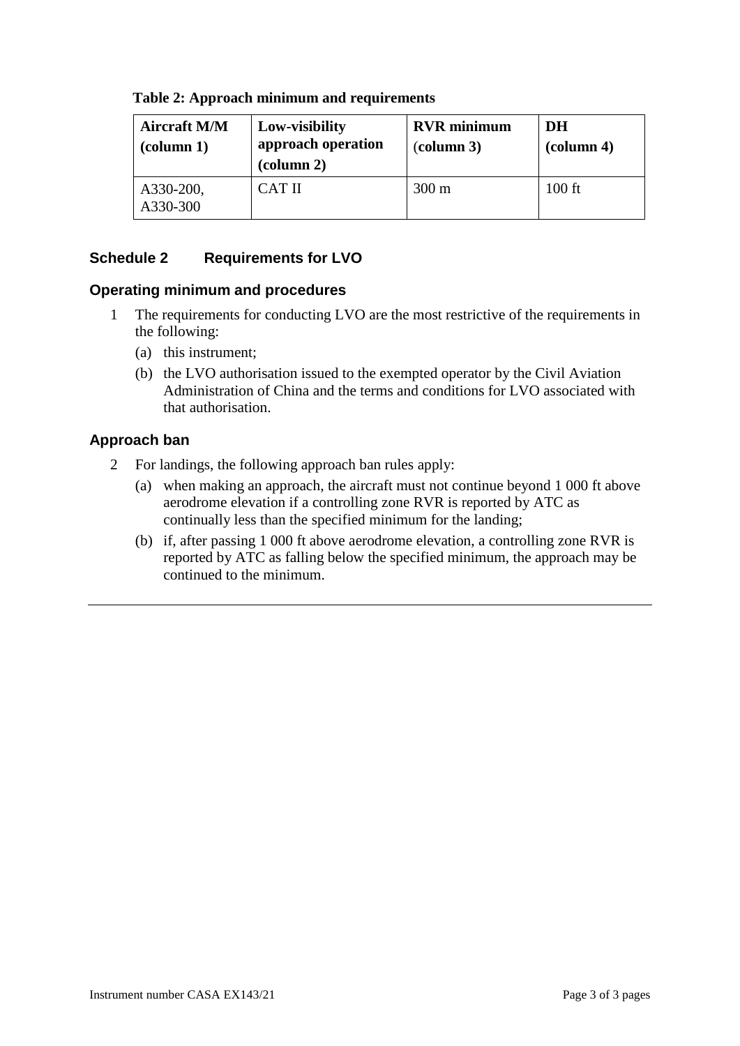**Table 2: Approach minimum and requirements**

| Aircraft M/M (column 1) | Low-visibility approach operation (column 2) | RVR minimum (column 3) | DH (column 4) |
|---|---|---|---|
| A330-200, A330-300 | CAT II | 300 m | 100 ft |

## Schedule 2 Requirements for LVO

### Operating minimum and procedures

1 The requirements for conducting LVO are the most restrictive of the requirements in the following:

(a) this instrument;

(b) the LVO authorisation issued to the exempted operator by the Civil Aviation Administration of China and the terms and conditions for LVO associated with that authorisation.

### Approach ban

2 For landings, the following approach ban rules apply:

(a) when making an approach, the aircraft must not continue beyond 1 000 ft above aerodrome elevation if a controlling zone RVR is reported by ATC as continually less than the specified minimum for the landing;

(b) if, after passing 1 000 ft above aerodrome elevation, a controlling zone RVR is reported by ATC as falling below the specified minimum, the approach may be continued to the minimum.